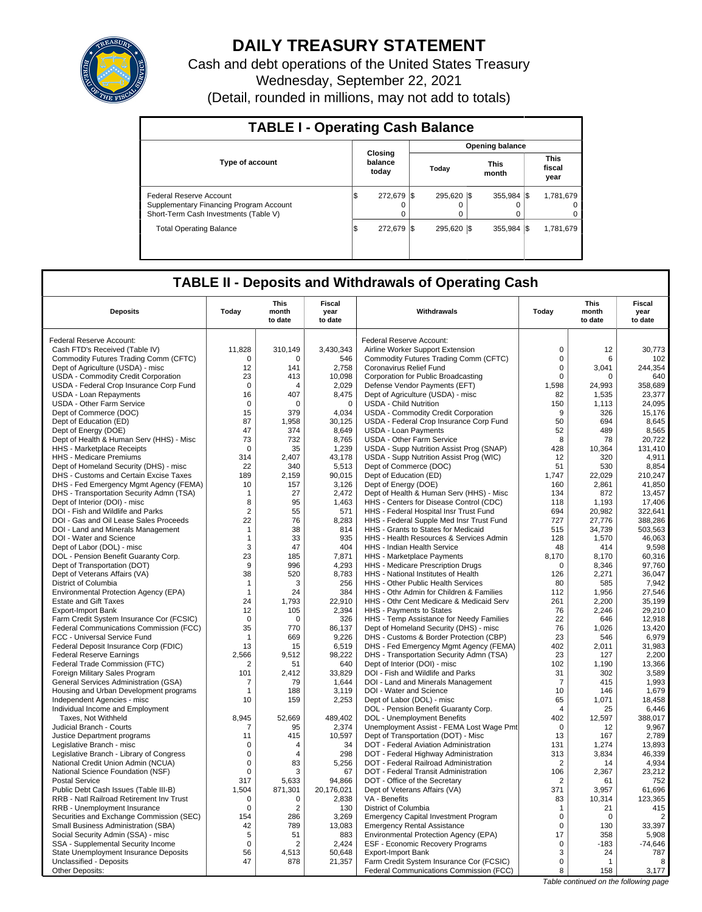# DAILY TREASURY STATEMENT

Cash and debt operations of the United States Treasury

Wednesday, September 22, 2021

(Detail, rounded in millions, may not add to totals)

## TABLE I - Operating Cash Balance

| Type of account | Closing balance today | Opening balance Today | Opening balance This month | Opening balance This fiscal year |
|---|---|---|---|---|
| Federal Reserve Account | $ 272,679 | $ 295,620 | $ 355,984 | $ 1,781,679 |
| Supplementary Financing Program Account | 0 | 0 | 0 | 0 |
| Short-Term Cash Investments (Table V) | 0 | 0 | 0 | 0 |
| Total Operating Balance | $ 272,679 | $ 295,620 | $ 355,984 | $ 1,781,679 |

## TABLE II - Deposits and Withdrawals of Operating Cash

| Deposits | Today | This month to date | Fiscal year to date | Withdrawals | Today | This month to date | Fiscal year to date |
|---|---|---|---|---|---|---|---|
| Federal Reserve Account: | | | | Federal Reserve Account: | | | |
| Cash FTD's Received (Table IV) | 11,828 | 310,149 | 3,430,343 | Airline Worker Support Extension | 0 | 12 | 30,773 |
| Commodity Futures Trading Comm (CFTC) | 0 | 0 | 546 | Commodity Futures Trading Comm (CFTC) | 0 | 6 | 102 |
| Dept of Agriculture (USDA) - misc | 12 | 141 | 2,758 | Coronavirus Relief Fund | 0 | 3,041 | 244,354 |
| USDA - Commodity Credit Corporation | 23 | 413 | 10,098 | Corporation for Public Broadcasting | 0 | 0 | 640 |
| USDA - Federal Crop Insurance Corp Fund | 0 | 4 | 2,029 | Defense Vendor Payments (EFT) | 1,598 | 24,993 | 358,689 |
| USDA - Loan Repayments | 16 | 407 | 8,475 | Dept of Agriculture (USDA) - misc | 82 | 1,535 | 23,377 |
| USDA - Other Farm Service | 0 | 0 | 0 | USDA - Child Nutrition | 150 | 1,113 | 24,095 |
| Dept of Commerce (DOC) | 15 | 379 | 4,034 | USDA - Commodity Credit Corporation | 9 | 326 | 15,176 |
| Dept of Education (ED) | 87 | 1,958 | 30,125 | USDA - Federal Crop Insurance Corp Fund | 50 | 694 | 8,645 |
| Dept of Energy (DOE) | 47 | 374 | 8,649 | USDA - Loan Payments | 52 | 489 | 8,565 |
| Dept of Health & Human Serv (HHS) - Misc | 73 | 732 | 8,765 | USDA - Other Farm Service | 8 | 78 | 20,722 |
| HHS - Marketplace Receipts | 0 | 35 | 1,239 | USDA - Supp Nutrition Assist Prog (SNAP) | 428 | 10,364 | 131,410 |
| HHS - Medicare Premiums | 314 | 2,407 | 43,178 | USDA - Supp Nutrition Assist Prog (WIC) | 12 | 320 | 4,911 |
| Dept of Homeland Security (DHS) - misc | 22 | 340 | 5,513 | Dept of Commerce (DOC) | 51 | 530 | 8,854 |
| DHS - Customs and Certain Excise Taxes | 189 | 2,159 | 90,015 | Dept of Education (ED) | 1,747 | 22,029 | 210,247 |
| DHS - Fed Emergency Mgmt Agency (FEMA) | 10 | 157 | 3,126 | Dept of Energy (DOE) | 160 | 2,861 | 41,850 |
| DHS - Transportation Security Admn (TSA) | 1 | 27 | 2,472 | Dept of Health & Human Serv (HHS) - Misc | 134 | 872 | 13,457 |
| Dept of Interior (DOI) - misc | 8 | 95 | 1,463 | HHS - Centers for Disease Control (CDC) | 118 | 1,193 | 17,406 |
| DOI - Fish and Wildlife and Parks | 2 | 55 | 571 | HHS - Federal Hospital Insr Trust Fund | 694 | 20,982 | 322,641 |
| DOI - Gas and Oil Lease Sales Proceeds | 22 | 76 | 8,283 | HHS - Federal Supple Med Insr Trust Fund | 727 | 27,776 | 388,286 |
| DOI - Land and Minerals Management | 1 | 38 | 814 | HHS - Grants to States for Medicaid | 515 | 34,739 | 503,563 |
| DOI - Water and Science | 1 | 33 | 935 | HHS - Health Resources & Services Admin | 128 | 1,570 | 46,063 |
| Dept of Labor (DOL) - misc | 3 | 47 | 404 | HHS - Indian Health Service | 48 | 414 | 9,598 |
| DOL - Pension Benefit Guaranty Corp. | 23 | 185 | 7,871 | HHS - Marketplace Payments | 8,170 | 8,170 | 60,316 |
| Dept of Transportation (DOT) | 9 | 996 | 4,293 | HHS - Medicare Prescription Drugs | 0 | 8,346 | 97,760 |
| Dept of Veterans Affairs (VA) | 38 | 520 | 8,783 | HHS - National Institutes of Health | 126 | 2,271 | 36,047 |
| District of Columbia | 1 | 3 | 256 | HHS - Other Public Health Services | 80 | 585 | 7,942 |
| Environmental Protection Agency (EPA) | 1 | 24 | 384 | HHS - Othr Admin for Children & Families | 112 | 1,956 | 27,546 |
| Estate and Gift Taxes | 24 | 1,793 | 22,910 | HHS - Othr Cent Medicare & Medicaid Serv | 261 | 2,200 | 35,199 |
| Export-Import Bank | 12 | 105 | 2,394 | HHS - Payments to States | 76 | 2,246 | 29,210 |
| Farm Credit System Insurance Cor (FCSIC) | 0 | 0 | 326 | HHS - Temp Assistance for Needy Families | 22 | 646 | 12,918 |
| Federal Communications Commission (FCC) | 35 | 770 | 86,137 | Dept of Homeland Security (DHS) - misc | 76 | 1,026 | 13,420 |
| FCC - Universal Service Fund | 1 | 669 | 9,226 | DHS - Customs & Border Protection (CBP) | 23 | 546 | 6,979 |
| Federal Deposit Insurance Corp (FDIC) | 13 | 15 | 6,519 | DHS - Fed Emergency Mgmt Agency (FEMA) | 402 | 2,011 | 31,983 |
| Federal Reserve Earnings | 2,566 | 9,512 | 98,222 | DHS - Transportation Security Admn (TSA) | 23 | 127 | 2,200 |
| Federal Trade Commission (FTC) | 2 | 51 | 640 | Dept of Interior (DOI) - misc | 102 | 1,190 | 13,366 |
| Foreign Military Sales Program | 101 | 2,412 | 33,829 | DOI - Fish and Wildlife and Parks | 31 | 302 | 3,589 |
| General Services Administration (GSA) | 7 | 79 | 1,644 | DOI - Land and Minerals Management | 7 | 415 | 1,993 |
| Housing and Urban Development programs | 1 | 188 | 3,119 | DOI - Water and Science | 10 | 146 | 1,679 |
| Independent Agencies - misc | 10 | 159 | 2,253 | Dept of Labor (DOL) - misc | 65 | 1,071 | 18,458 |
| Individual Income and Employment | | | | DOL - Pension Benefit Guaranty Corp. | 4 | 25 | 6,446 |
| Taxes, Not Withheld | 8,945 | 52,669 | 489,402 | DOL - Unemployment Benefits | 402 | 12,597 | 388,017 |
| Judicial Branch - Courts | 7 | 95 | 2,374 | Unemployment Assist - FEMA Lost Wage Pmt | 0 | 12 | 9,967 |
| Justice Department programs | 11 | 415 | 10,597 | Dept of Transportation (DOT) - Misc | 13 | 167 | 2,789 |
| Legislative Branch - misc | 0 | 4 | 34 | DOT - Federal Aviation Administration | 131 | 1,274 | 13,893 |
| Legislative Branch - Library of Congress | 0 | 4 | 298 | DOT - Federal Highway Administration | 313 | 3,834 | 46,339 |
| National Credit Union Admin (NCUA) | 0 | 83 | 5,256 | DOT - Federal Railroad Administration | 2 | 14 | 4,934 |
| National Science Foundation (NSF) | 0 | 3 | 67 | DOT - Federal Transit Administration | 106 | 2,367 | 23,212 |
| Postal Service | 317 | 5,633 | 94,866 | DOT - Office of the Secretary | 2 | 61 | 752 |
| Public Debt Cash Issues (Table III-B) | 1,504 | 871,301 | 20,176,021 | Dept of Veterans Affairs (VA) | 371 | 3,957 | 61,696 |
| RRB - Natl Railroad Retirement Inv Trust | 0 | 0 | 2,838 | VA - Benefits | 83 | 10,314 | 123,365 |
| RRB - Unemployment Insurance | 0 | 2 | 130 | District of Columbia | 1 | 21 | 415 |
| Securities and Exchange Commission (SEC) | 154 | 286 | 3,269 | Emergency Capital Investment Program | 0 | 0 | 2 |
| Small Business Administration (SBA) | 42 | 789 | 13,083 | Emergency Rental Assistance | 0 | 130 | 33,397 |
| Social Security Admin (SSA) - misc | 5 | 51 | 883 | Environmental Protection Agency (EPA) | 17 | 358 | 5,908 |
| SSA - Supplemental Security Income | 0 | 2 | 2,424 | ESF - Economic Recovery Programs | 0 | -183 | -74,646 |
| State Unemployment Insurance Deposits | 56 | 4,513 | 50,648 | Export-Import Bank | 3 | 24 | 787 |
| Unclassified - Deposits | 47 | 878 | 21,357 | Farm Credit System Insurance Cor (FCSIC) | 0 | 1 | 8 |
| Other Deposits: | | | | Federal Communications Commission (FCC) | 8 | 158 | 3,177 |

*Table continued on the following page*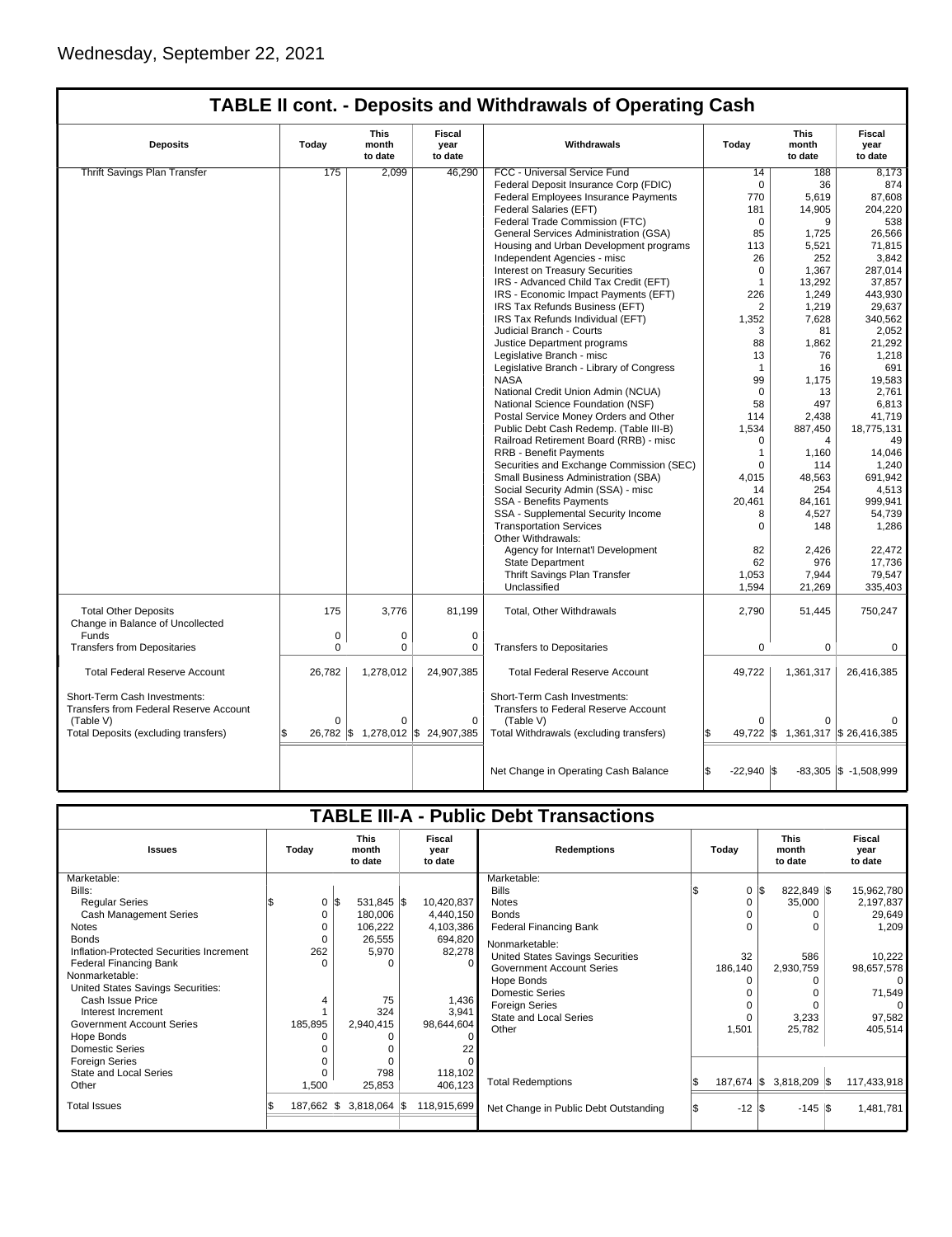Wednesday, September 22, 2021

## TABLE II cont. - Deposits and Withdrawals of Operating Cash

| Deposits | Today | This month to date | Fiscal year to date | Withdrawals | Today | This month to date | Fiscal year to date |
|---|---|---|---|---|---|---|---|
| Thrift Savings Plan Transfer | 175 | 2,099 | 46,290 | FCC - Universal Service Fund | 14 | 188 | 8,173 |
| | | | | Federal Deposit Insurance Corp (FDIC) | 0 | 36 | 874 |
| | | | | Federal Employees Insurance Payments | 770 | 5,619 | 87,608 |
| | | | | Federal Salaries (EFT) | 181 | 14,905 | 204,220 |
| | | | | Federal Trade Commission (FTC) | 0 | 9 | 538 |
| | | | | General Services Administration (GSA) | 85 | 1,725 | 26,566 |
| | | | | Housing and Urban Development programs | 113 | 5,521 | 71,815 |
| | | | | Independent Agencies - misc | 26 | 252 | 3,842 |
| | | | | Interest on Treasury Securities | 0 | 1,367 | 287,014 |
| | | | | IRS - Advanced Child Tax Credit (EFT) | 1 | 13,292 | 37,857 |
| | | | | IRS - Economic Impact Payments (EFT) | 226 | 1,249 | 443,930 |
| | | | | IRS Tax Refunds Business (EFT) | 2 | 1,219 | 29,637 |
| | | | | IRS Tax Refunds Individual (EFT) | 1,352 | 7,628 | 340,562 |
| | | | | Judicial Branch - Courts | 3 | 81 | 2,052 |
| | | | | Justice Department programs | 88 | 1,862 | 21,292 |
| | | | | Legislative Branch - misc | 13 | 76 | 1,218 |
| | | | | Legislative Branch - Library of Congress | 1 | 16 | 691 |
| | | | | NASA | 99 | 1,175 | 19,583 |
| | | | | National Credit Union Admin (NCUA) | 0 | 13 | 2,761 |
| | | | | National Science Foundation (NSF) | 58 | 497 | 6,813 |
| | | | | Postal Service Money Orders and Other | 114 | 2,438 | 41,719 |
| | | | | Public Debt Cash Redemp. (Table III-B) | 1,534 | 887,450 | 18,775,131 |
| | | | | Railroad Retirement Board (RRB) - misc | 0 | 4 | 49 |
| | | | | RRB - Benefit Payments | 1 | 1,160 | 14,046 |
| | | | | Securities and Exchange Commission (SEC) | 0 | 114 | 1,240 |
| | | | | Small Business Administration (SBA) | 4,015 | 48,563 | 691,942 |
| | | | | Social Security Admin (SSA) - misc | 14 | 254 | 4,513 |
| | | | | SSA - Benefits Payments | 20,461 | 84,161 | 999,941 |
| | | | | SSA - Supplemental Security Income | 8 | 4,527 | 54,739 |
| | | | | Transportation Services | 0 | 148 | 1,286 |
| | | | | Other Withdrawals: | | | |
| | | | | Agency for Internat'l Development | 82 | 2,426 | 22,472 |
| | | | | State Department | 62 | 976 | 17,736 |
| | | | | Thrift Savings Plan Transfer | 1,053 | 7,944 | 79,547 |
| | | | | Unclassified | 1,594 | 21,269 | 335,403 |
| Total Other Deposits | 175 | 3,776 | 81,199 | Total, Other Withdrawals | 2,790 | 51,445 | 750,247 |
| Change in Balance of Uncollected Funds | 0 | 0 | 0 | | | | |
| Transfers from Depositaries | 0 | 0 | 0 | Transfers to Depositaries | 0 | 0 | 0 |
| Total Federal Reserve Account | 26,782 | 1,278,012 | 24,907,385 | Total Federal Reserve Account | 49,722 | 1,361,317 | 26,416,385 |
| Short-Term Cash Investments: Transfers from Federal Reserve Account (Table V) | 0 | 0 | 0 | Short-Term Cash Investments: Transfers to Federal Reserve Account (Table V) | 0 | 0 | 0 |
| Total Deposits (excluding transfers) | $ 26,782 | $ 1,278,012 | $ 24,907,385 | Total Withdrawals (excluding transfers) | $ 49,722 | $ 1,361,317 | $ 26,416,385 |
| | | | | Net Change in Operating Cash Balance | $ -22,940 | $ -83,305 | $ -1,508,999 |

## TABLE III-A - Public Debt Transactions

| Issues | Today | This month to date | Fiscal year to date | Redemptions | Today | This month to date | Fiscal year to date |
|---|---|---|---|---|---|---|---|
| Marketable: | | | | Marketable: | | | |
| Bills: | | | | Bills | $ 0 | $ 822,849 | $ 15,962,780 |
| Regular Series | $ 0 | $ 531,845 | $ 10,420,837 | Notes | 0 | 35,000 | 2,197,837 |
| Cash Management Series | 0 | 180,006 | 4,440,150 | Bonds | 0 | 0 | 29,649 |
| Notes | 0 | 106,222 | 4,103,386 | Federal Financing Bank | 0 | 0 | 1,209 |
| Bonds | 0 | 26,555 | 694,820 | Nonmarketable: | | | |
| Inflation-Protected Securities Increment | 262 | 5,970 | 82,278 | United States Savings Securities | 32 | 586 | 10,222 |
| Federal Financing Bank | 0 | 0 | 0 | Government Account Series | 186,140 | 2,930,759 | 98,657,578 |
| Nonmarketable: | | | | Hope Bonds | 0 | 0 | 0 |
| United States Savings Securities: | | | | Domestic Series | 0 | 0 | 71,549 |
| Cash Issue Price | 4 | 75 | 1,436 | Foreign Series | 0 | 0 | 0 |
| Interest Increment | 1 | 324 | 3,941 | State and Local Series | 0 | 3,233 | 97,582 |
| Government Account Series | 185,895 | 2,940,415 | 98,644,604 | Other | 1,501 | 25,782 | 405,514 |
| Hope Bonds | 0 | 0 | 0 | | | | |
| Domestic Series | 0 | 0 | 22 | | | | |
| Foreign Series | 0 | 0 | 0 | | | | |
| State and Local Series | 0 | 798 | 118,102 | | | | |
| Other | 1,500 | 25,853 | 406,123 | Total Redemptions | $ 187,674 | $ 3,818,209 | $ 117,433,918 |
| Total Issues | $ 187,662 | $ 3,818,064 | $ 118,915,699 | Net Change in Public Debt Outstanding | $ -12 | $ -145 | $ 1,481,781 |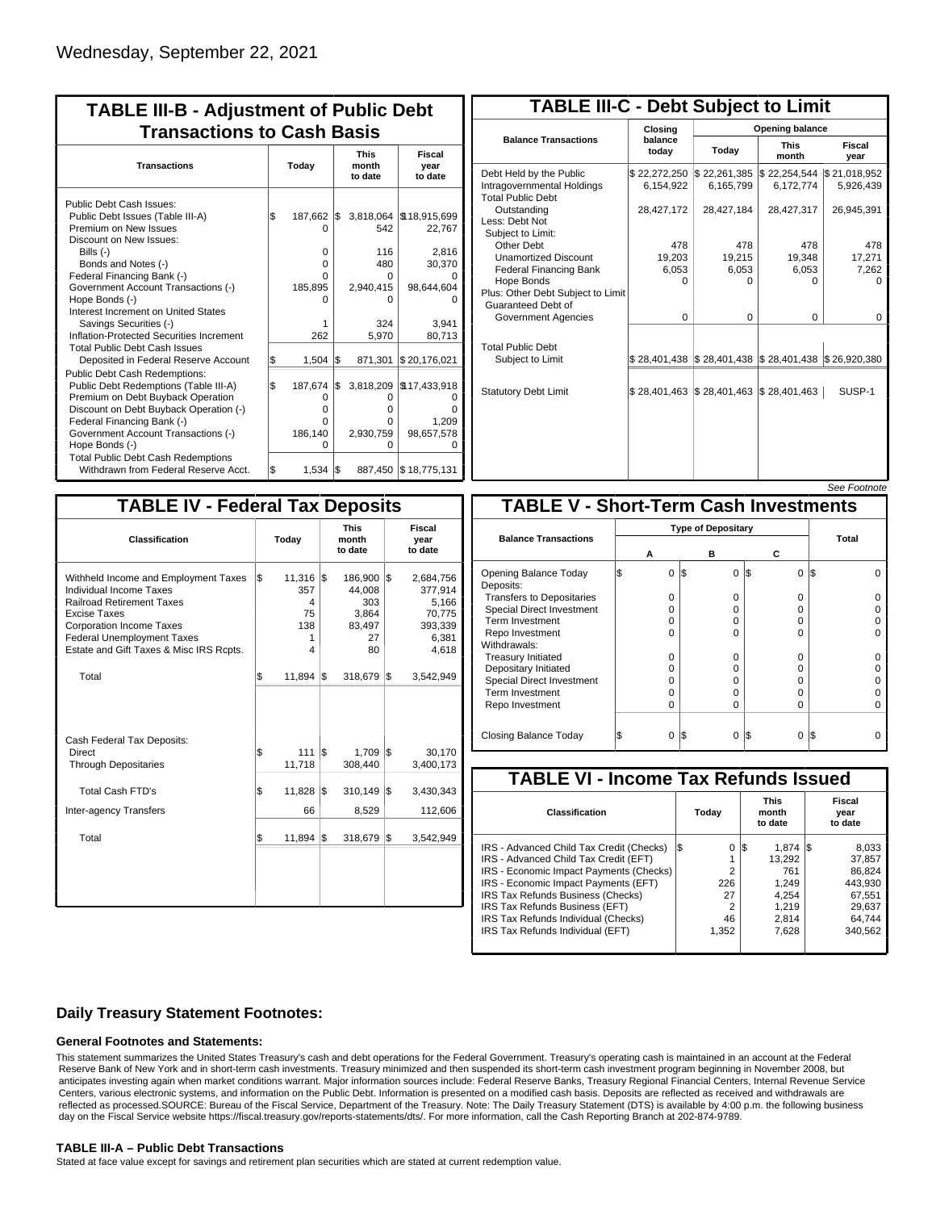Wednesday, September 22, 2021

## TABLE III-B - Adjustment of Public Debt Transactions to Cash Basis

| Transactions | Today | This month to date | Fiscal year to date |
|---|---|---|---|
| Public Debt Cash Issues: | | | |
| Public Debt Issues (Table III-A) | $ 187,662 | $ 3,818,064 | $18,915,699 |
| Premium on New Issues | 0 | 542 | 22,767 |
| Discount on New Issues: | | | |
| Bills (-) | 0 | 116 | 2,816 |
| Bonds and Notes (-) | 0 | 480 | 30,370 |
| Federal Financing Bank (-) | 0 | 0 | 0 |
| Government Account Transactions (-) | 185,895 | 2,940,415 | 98,644,604 |
| Hope Bonds (-) | 0 | 0 | 0 |
| Interest Increment on United States Savings Securities (-) | 1 | 324 | 3,941 |
| Inflation-Protected Securities Increment | 262 | 5,970 | 80,713 |
| Total Public Debt Cash Issues Deposited in Federal Reserve Account | $ 1,504 | $ 871,301 | $ 20,176,021 |
| Public Debt Cash Redemptions: | | | |
| Public Debt Redemptions (Table III-A) | $ 187,674 | $ 3,818,209 | $17,433,918 |
| Premium on Debt Buyback Operation | 0 | 0 | 0 |
| Discount on Debt Buyback Operation (-) | 0 | 0 | 0 |
| Federal Financing Bank (-) | 0 | 0 | 1,209 |
| Government Account Transactions (-) | 186,140 | 2,930,759 | 98,657,578 |
| Hope Bonds (-) | 0 | 0 | 0 |
| Total Public Debt Cash Redemptions Withdrawn from Federal Reserve Acct. | $ 1,534 | $ 887,450 | $ 18,775,131 |

## TABLE III-C - Debt Subject to Limit

| Balance Transactions | Closing balance today | Opening balance Today | Opening balance This month | Opening balance Fiscal year |
|---|---|---|---|---|
| Debt Held by the Public | $ 22,272,250 | $ 22,261,385 | $ 22,254,544 | $ 21,018,952 |
| Intragovernmental Holdings | 6,154,922 | 6,165,799 | 6,172,774 | 5,926,439 |
| Total Public Debt Outstanding | 28,427,172 | 28,427,184 | 28,427,317 | 26,945,391 |
| Less: Debt Not Subject to Limit: | | | | |
| Other Debt | 478 | 478 | 478 | 478 |
| Unamortized Discount | 19,203 | 19,215 | 19,348 | 17,271 |
| Federal Financing Bank | 6,053 | 6,053 | 6,053 | 7,262 |
| Hope Bonds | 0 | 0 | 0 | 0 |
| Plus: Other Debt Subject to Limit Guaranteed Debt of Government Agencies | 0 | 0 | 0 | 0 |
| Total Public Debt Subject to Limit | $ 28,401,438 | $ 28,401,438 | $ 28,401,438 | $ 26,920,380 |
| Statutory Debt Limit | $ 28,401,463 | $ 28,401,463 | $ 28,401,463 | SUSP-1 |

*See Footnote*

## TABLE IV - Federal Tax Deposits

| Classification | Today | This month to date | Fiscal year to date |
|---|---|---|---|
| Withheld Income and Employment Taxes | $ 11,316 | $ 186,900 | $ 2,684,756 |
| Individual Income Taxes | 357 | 44,008 | 377,914 |
| Railroad Retirement Taxes | 4 | 303 | 5,166 |
| Excise Taxes | 75 | 3,864 | 70,775 |
| Corporation Income Taxes | 138 | 83,497 | 393,339 |
| Federal Unemployment Taxes | 1 | 27 | 6,381 |
| Estate and Gift Taxes & Misc IRS Rcpts. | 4 | 80 | 4,618 |
| Total | $ 11,894 | $ 318,679 | $ 3,542,949 |
| Cash Federal Tax Deposits: | | | |
| Direct | $ 111 | $ 1,709 | $ 30,170 |
| Through Depositaries | 11,718 | 308,440 | 3,400,173 |
| Total Cash FTD's | $ 11,828 | $ 310,149 | $ 3,430,343 |
| Inter-agency Transfers | 66 | 8,529 | 112,606 |
| Total | $ 11,894 | $ 318,679 | $ 3,542,949 |

## TABLE V - Short-Term Cash Investments

| Balance Transactions | Type of Depositary A | Type of Depositary B | Type of Depositary C | Total |
|---|---|---|---|---|
| Opening Balance Today | $ 0 | $ 0 | $ 0 | $ 0 |
| Deposits: | | | | |
| Transfers to Depositaries | 0 | 0 | 0 | 0 |
| Special Direct Investment | 0 | 0 | 0 | 0 |
| Term Investment | 0 | 0 | 0 | 0 |
| Repo Investment | 0 | 0 | 0 | 0 |
| Withdrawals: | | | | |
| Treasury Initiated | 0 | 0 | 0 | 0 |
| Depositary Initiated | 0 | 0 | 0 | 0 |
| Special Direct Investment | 0 | 0 | 0 | 0 |
| Term Investment | 0 | 0 | 0 | 0 |
| Repo Investment | 0 | 0 | 0 | 0 |
| Closing Balance Today | $ 0 | $ 0 | $ 0 | $ 0 |

## TABLE VI - Income Tax Refunds Issued

| Classification | Today | This month to date | Fiscal year to date |
|---|---|---|---|
| IRS - Advanced Child Tax Credit (Checks) | $ 0 | $ 1,874 | $ 8,033 |
| IRS - Advanced Child Tax Credit (EFT) | 1 | 13,292 | 37,857 |
| IRS - Economic Impact Payments (Checks) | 2 | 761 | 86,824 |
| IRS - Economic Impact Payments (EFT) | 226 | 1,249 | 443,930 |
| IRS Tax Refunds Business (Checks) | 27 | 4,254 | 67,551 |
| IRS Tax Refunds Business (EFT) | 2 | 1,219 | 29,637 |
| IRS Tax Refunds Individual (Checks) | 46 | 2,814 | 64,744 |
| IRS Tax Refunds Individual (EFT) | 1,352 | 7,628 | 340,562 |

## Daily Treasury Statement Footnotes:

### General Footnotes and Statements:

This statement summarizes the United States Treasury's cash and debt operations for the Federal Government. Treasury's operating cash is maintained in an account at the Federal Reserve Bank of New York and in short-term cash investments. Treasury minimized and then suspended its short-term cash investment program beginning in November 2008, but anticipates investing again when market conditions warrant. Major information sources include: Federal Reserve Banks, Treasury Regional Financial Centers, Internal Revenue Service Centers, various electronic systems, and information on the Public Debt. Information is presented on a modified cash basis. Deposits are reflected as received and withdrawals are reflected as processed.SOURCE: Bureau of the Fiscal Service, Department of the Treasury. Note: The Daily Treasury Statement (DTS) is available by 4:00 p.m. the following business day on the Fiscal Service website https://fiscal.treasury.gov/reports-statements/dts/. For more information, call the Cash Reporting Branch at 202-874-9789.

### TABLE III-A – Public Debt Transactions

Stated at face value except for savings and retirement plan securities which are stated at current redemption value.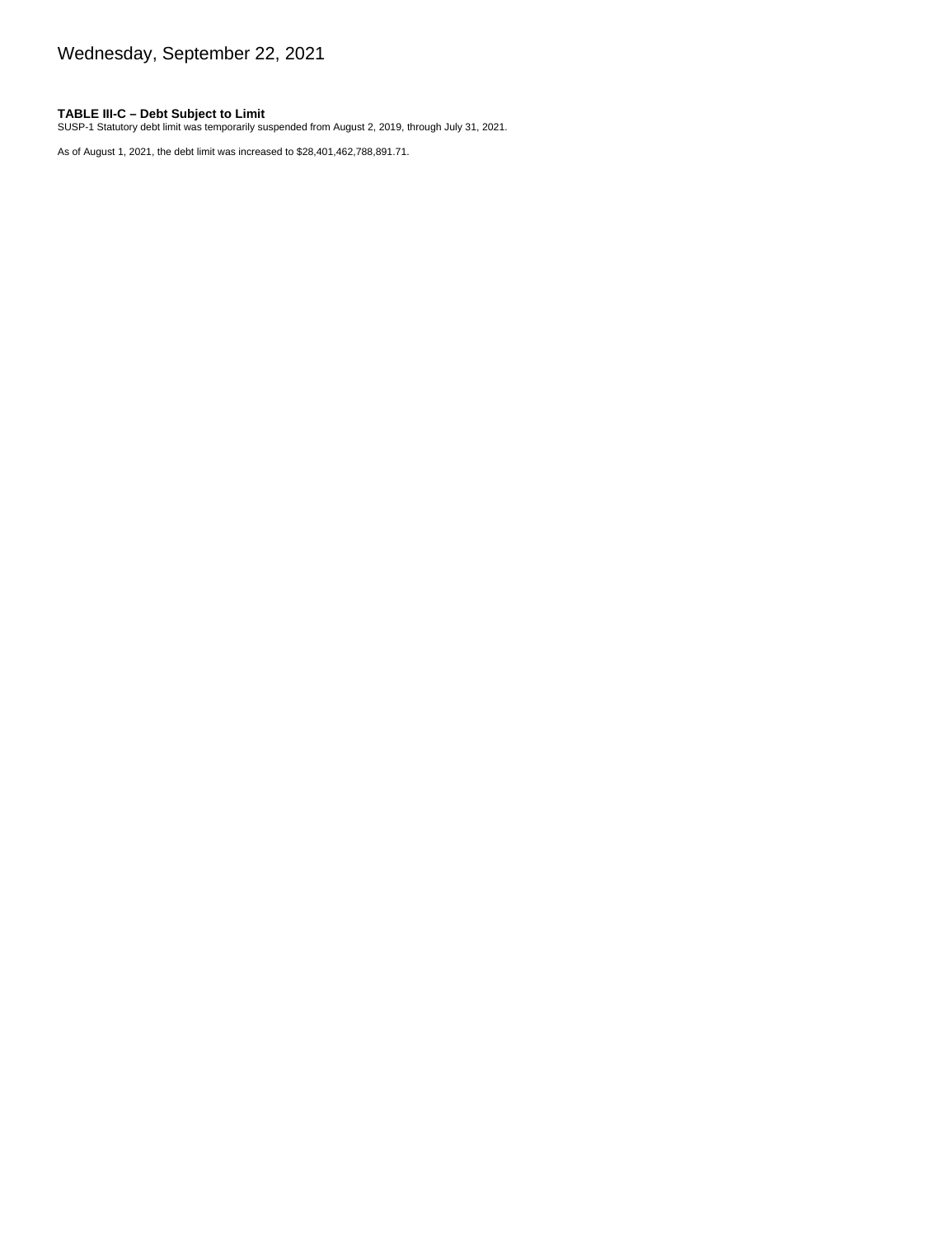Wednesday, September 22, 2021

**TABLE III-C – Debt Subject to Limit**

SUSP-1 Statutory debt limit was temporarily suspended from August 2, 2019, through July 31, 2021.

As of August 1, 2021, the debt limit was increased to $28,401,462,788,891.71.